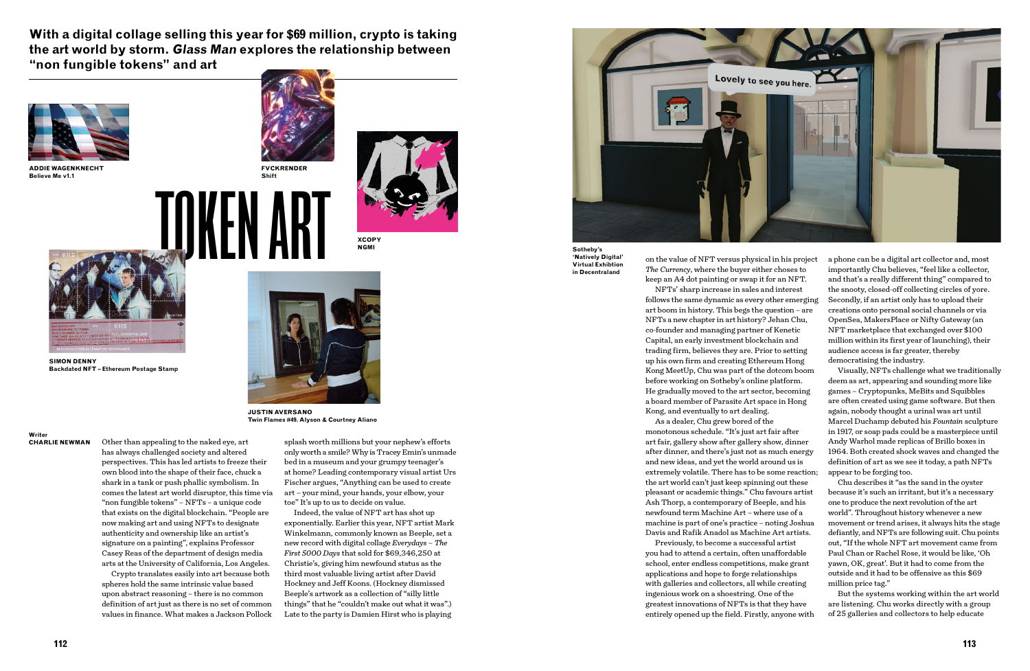With a digital collage selling this year for $69 million, crypto is taking the art world by storm. *Glass Man* explores the relationship between "non fungible tokens" and art

# TOKEN ART

**ADDIE WAGENKNECHT**
**Believe Me v1.1**

**FVCKRENDER**
**Shift**

**XCOPY**
**NGMI**

**SIMON DENNY**
**Backdated NFT – Ethereum Postage Stamp**

**JUSTIN AVERSANO**
**Twin Flames #49. Alyson & Courtney Aliano**

**Sotheby's 'Natively Digital' Virtual Exhibtion in Decentraland**

Writer
**CHARLIE NEWMAN**

Other than appealing to the naked eye, art has always challenged society and altered perspectives. This has led artists to freeze their own blood into the shape of their face, chuck a shark in a tank or push phallic symbolism. In comes the latest art world disruptor, this time via "non fungible tokens" – NFTs – a unique code that exists on the digital blockchain. "People are now making art and using NFTs to designate authenticity and ownership like an artist's signature on a painting", explains Professor Casey Reas of the department of design media arts at the University of California, Los Angeles.

Crypto translates easily into art because both spheres hold the same intrinsic value based upon abstract reasoning – there is no common definition of art just as there is no set of common values in finance. What makes a Jackson Pollock splash worth millions but your nephew's efforts only worth a smile? Why is Tracey Emin's unmade bed in a museum and your grumpy teenager's at home? Leading contemporary visual artist Urs Fischer argues, "Anything can be used to create art – your mind, your hands, your elbow, your toe" It's up to us to decide on value.

Indeed, the value of NFT art has shot up exponentially. Earlier this year, NFT artist Mark Winkelmann, commonly known as Beeple, set a new record with digital collage *Everydays – The First 5000 Days* that sold for $69,346,250 at Christie's, giving him newfound status as the third most valuable living artist after David Hockney and Jeff Koons. (Hockney dismissed Beeple's artwork as a collection of "silly little things" that he "couldn't make out what it was".) Late to the party is Damien Hirst who is playing on the value of NFT versus physical in his project *The Currency*, where the buyer either choses to keep an A4 dot painting or swap it for an NFT.

NFTs' sharp increase in sales and interest follows the same dynamic as every other emerging art boom in history. This begs the question – are NFTs a new chapter in art history? Jehan Chu, co-founder and managing partner of Kenetic Capital, an early investment blockchain and trading firm, believes they are. Prior to setting up his own firm and creating Ethereum Hong Kong MeetUp, Chu was part of the dotcom boom before working on Sotheby's online platform. He gradually moved to the art sector, becoming a board member of Parasite Art space in Hong Kong, and eventually to art dealing.

As a dealer, Chu grew bored of the monotonous schedule. "It's just art fair after art fair, gallery show after gallery show, dinner after dinner, and there's just not as much energy and new ideas, and yet the world around us is extremely volatile. There has to be some reaction; the art world can't just keep spinning out these pleasant or academic things." Chu favours artist Ash Thorp, a contemporary of Beeple, and his newfound term Machine Art – where use of a machine is part of one's practice – noting Joshua Davis and Rafik Anadol as Machine Art artists.

Previously, to become a successful artist you had to attend a certain, often unaffordable school, enter endless competitions, make grant applications and hope to forge relationships with galleries and collectors, all while creating ingenious work on a shoestring. One of the greatest innovations of NFTs is that they have entirely opened up the field. Firstly, anyone with a phone can be a digital art collector and, most importantly Chu believes, "feel like a collector, and that's a really different thing" compared to the snooty, closed-off collecting circles of yore. Secondly, if an artist only has to upload their creations onto personal social channels or via OpenSea, MakersPlace or Nifty Gateway (an NFT marketplace that exchanged over $100 million within its first year of launching), their audience access is far greater, thereby democratising the industry.

Visually, NFTs challenge what we traditionally deem as art, appearing and sounding more like games – Cryptopunks, MeBits and Squibbles are often created using game software. But then again, nobody thought a urinal was art until Marcel Duchamp debuted his *Fountain* sculpture in 1917, or soap pads could be a masterpiece until Andy Warhol made replicas of Brillo boxes in 1964. Both created shock waves and changed the definition of art as we see it today, a path NFTs appear to be forging too.

Chu describes it "as the sand in the oyster because it's such an irritant, but it's a necessary one to produce the next revolution of the art world". Throughout history whenever a new movement or trend arises, it always hits the stage defiantly, and NFTs are following suit. Chu points out, "If the whole NFT art movement came from Paul Chan or Rachel Rose, it would be like, 'Oh yawn, OK, great'. But it had to come from the outside and it had to be offensive as this $69 million price tag."

But the systems working within the art world are listening. Chu works directly with a group of 25 galleries and collectors to help educate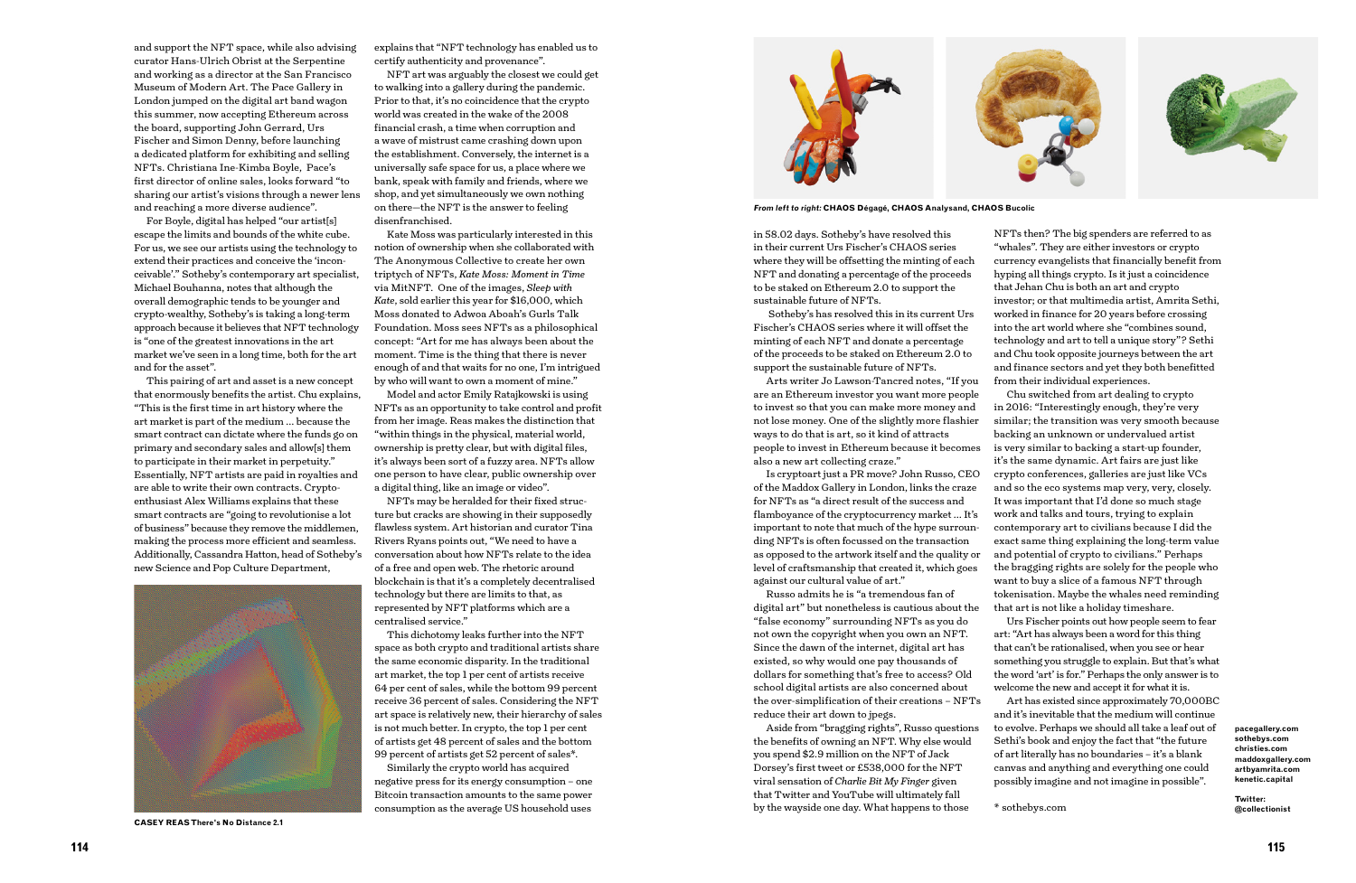and support the NFT space, while also advising curator Hans-Ulrich Obrist at the Serpentine and working as a director at the San Francisco Museum of Modern Art. The Pace Gallery in London jumped on the digital art band wagon this summer, now accepting Ethereum across the board, supporting John Gerrard, Urs Fischer and Simon Denny, before launching a dedicated platform for exhibiting and selling NFTs. Christiana Ine-Kimba Boyle, Pace's first director of online sales, looks forward "to sharing our artist's visions through a newer lens and reaching a more diverse audience".

For Boyle, digital has helped "our artist[s] escape the limits and bounds of the white cube. For us, we see our artists using the technology to extend their practices and conceive the 'inconceivable'." Sotheby's contemporary art specialist, Michael Bouhanna, notes that although the overall demographic tends to be younger and crypto-wealthy, Sotheby's is taking a long-term approach because it believes that NFT technology is "one of the greatest innovations in the art market we've seen in a long time, both for the art and for the asset".

This pairing of art and asset is a new concept that enormously benefits the artist. Chu explains, "This is the first time in art history where the art market is part of the medium ... because the smart contract can dictate where the funds go on primary and secondary sales and allow[s] them to participate in their market in perpetuity." Essentially, NFT artists are paid in royalties and are able to write their own contracts. Crypto-enthusiast Alex Williams explains that these smart contracts are "going to revolutionise a lot of business" because they remove the middlemen, making the process more efficient and seamless. Additionally, Cassandra Hatton, head of Sotheby's new Science and Pop Culture Department, explains that "NFT technology has enabled us to certify authenticity and provenance".

**CASEY REAS** **There's No Distance 2.1**

NFT art was arguably the closest we could get to walking into a gallery during the pandemic. Prior to that, it's no coincidence that the crypto world was created in the wake of the 2008 financial crash, a time when corruption and a wave of mistrust came crashing down upon the establishment. Conversely, the internet is a universally safe space for us, a place where we bank, speak with family and friends, where we shop, and yet simultaneously we own nothing on there—the NFT is the answer to feeling disenfranchised.

Kate Moss was particularly interested in this notion of ownership when she collaborated with The Anonymous Collective to create her own triptych of NFTs, *Kate Moss: Moment in Time* via MitNFT. One of the images, *Sleep with Kate*, sold earlier this year for $16,000, which Moss donated to Adwoa Aboah's Gurls Talk Foundation. Moss sees NFTs as a philosophical concept: "Art for me has always been about the moment. Time is the thing that there is never enough of and that waits for no one, I'm intrigued by who will want to own a moment of mine."

Model and actor Emily Ratajkowski is using NFTs as an opportunity to take control and profit from her image. Reas makes the distinction that "within things in the physical, material world, ownership is pretty clear, but with digital files, it's always been sort of a fuzzy area. NFTs allow one person to have clear, public ownership over a digital thing, like an image or video".

NFTs may be heralded for their fixed structure but cracks are showing in their supposedly flawless system. Art historian and curator Tina Rivers Ryans points out, "We need to have a conversation about how NFTs relate to the idea of a free and open web. The rhetoric around blockchain is that it's a completely decentralised technology but there are limits to that, as represented by NFT platforms which are a centralised service."

This dichotomy leaks further into the NFT space as both crypto and traditional artists share the same economic disparity. In the traditional art market, the top 1 per cent of artists receive 64 per cent of sales, while the bottom 99 percent receive 36 percent of sales. Considering the NFT art space is relatively new, their hierarchy of sales is not much better. In crypto, the top 1 per cent of artists get 48 percent of sales and the bottom 99 percent of artists get 52 percent of sales*.

Similarly the crypto world has acquired negative press for its energy consumption – one Bitcoin transaction amounts to the same power consumption as the average US household uses in 58.02 days. Sotheby's have resolved this in their current Urs Fischer's CHAOS series where they will be offsetting the minting of each NFT and donating a percentage of the proceeds to be staked on Ethereum 2.0 to support the sustainable future of NFTs.

*From left to right:* **CHAOS Dégagé, CHAOS Analysand, CHAOS Bucolic**

Sotheby's has resolved this in its current Urs Fischer's CHAOS series where it will offset the minting of each NFT and donate a percentage of the proceeds to be staked on Ethereum 2.0 to support the sustainable future of NFTs.

Arts writer Jo Lawson-Tancred notes, "If you are an Ethereum investor you want more people to invest so that you can make more money and not lose money. One of the slightly more flashier ways to do that is art, so it kind of attracts people to invest in Ethereum because it becomes also a new art collecting craze."

Is cryptoart just a PR move? John Russo, CEO of the Maddox Gallery in London, links the craze for NFTs as "a direct result of the success and flamboyance of the cryptocurrency market ... It's important to note that much of the hype surrounding NFTs is often focussed on the transaction as opposed to the artwork itself and the quality or level of craftsmanship that created it, which goes against our cultural value of art."

Russo admits he is "a tremendous fan of digital art" but nonetheless is cautious about the "false economy" surrounding NFTs as you do not own the copyright when you own an NFT. Since the dawn of the internet, digital art has existed, so why would one pay thousands of dollars for something that's free to access? Old school digital artists are also concerned about the over-simplification of their creations – NFTs reduce their art down to jpegs.

Aside from "bragging rights", Russo questions the benefits of owning an NFT. Why else would you spend $2.9 million on the NFT of Jack Dorsey's first tweet or £538,000 for the NFT viral sensation of *Charlie Bit My Finger* given that Twitter and YouTube will ultimately fall by the wayside one day. What happens to those NFTs then? The big spenders are referred to as "whales". They are either investors or crypto currency evangelists that financially benefit from hyping all things crypto. Is it just a coincidence that Jehan Chu is both an art and crypto investor; or that multimedia artist, Amrita Sethi, worked in finance for 20 years before crossing into the art world where she "combines sound, technology and art to tell a unique story"? Sethi and Chu took opposite journeys between the art and finance sectors and yet they both benefitted from their individual experiences.

Chu switched from art dealing to crypto in 2016: "Interestingly enough, they're very similar; the transition was very smooth because backing an unknown or undervalued artist is very similar to backing a start-up founder, it's the same dynamic. Art fairs are just like crypto conferences, galleries are just like VCs and so the eco systems map very, very, closely. It was important that I'd done so much stage work and talks and tours, trying to explain contemporary art to civilians because I did the exact same thing explaining the long-term value and potential of crypto to civilians." Perhaps the bragging rights are solely for the people who want to buy a slice of a famous NFT through tokenisation. Maybe the whales need reminding that art is not like a holiday timeshare.

Urs Fischer points out how people seem to fear art: "Art has always been a word for this thing that can't be rationalised, when you see or hear something you struggle to explain. But that's what the word 'art' is for." Perhaps the only answer is to welcome the new and accept it for what it is.

Art has existed since approximately 70,000BC and it's inevitable that the medium will continue to evolve. Perhaps we should all take a leaf out of Sethi's book and enjoy the fact that "the future of art literally has no boundaries – it's a blank canvas and anything and everything one could possibly imagine and not imagine in possible".

\* sothebys.com

**pacegallery.com**
**sothebys.com**
**christies.com**
**maddoxgallery.com**
**artbyamrita.com**
**kenetic.capital**

**Twitter:**
**@collectionist**